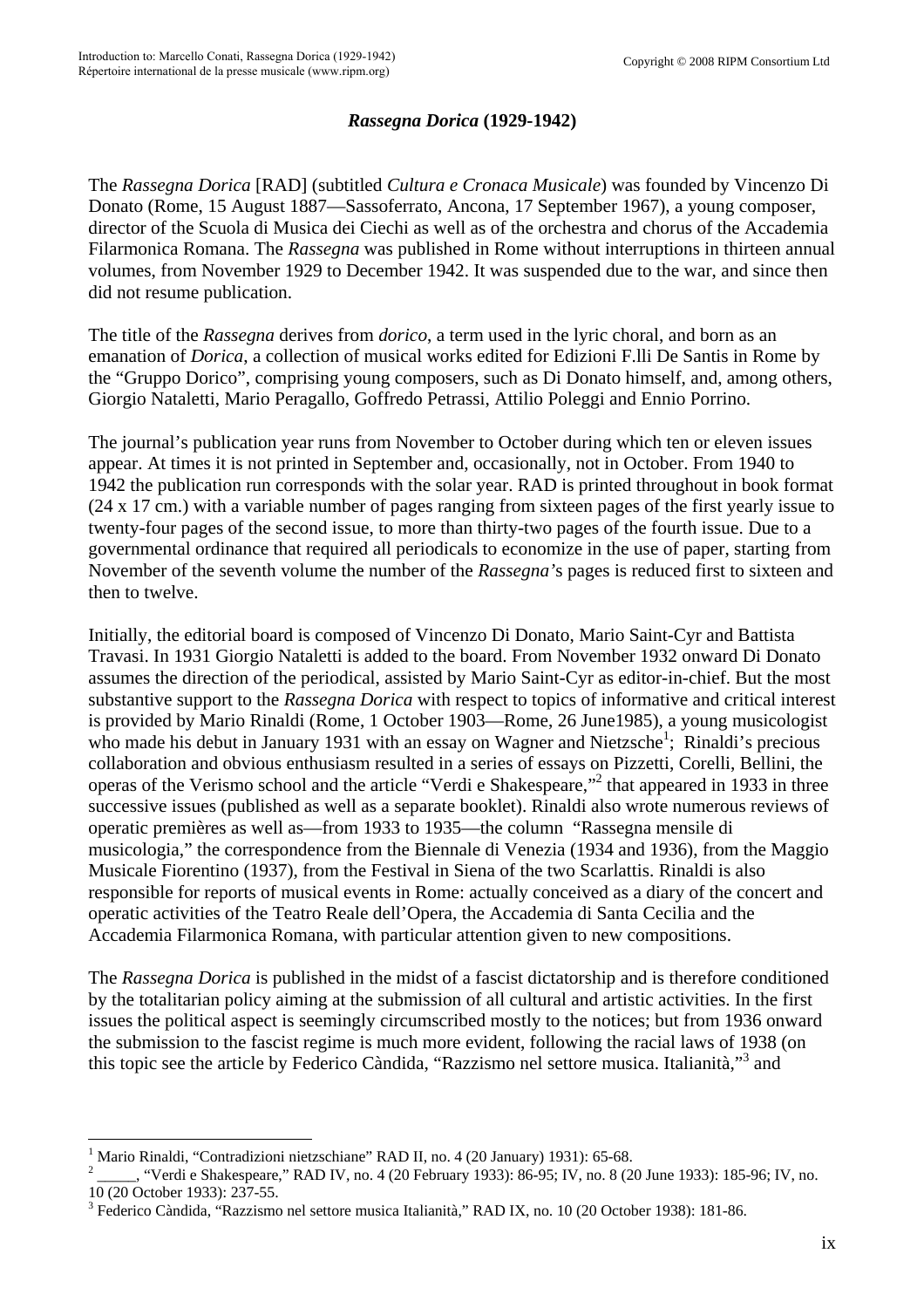# *Rassegna Dorica* (1929-1942)

The *Rassegna Dorica* [RAD] (subtitled *Cultura e Cronaca Musicale*) was founded by Vincenzo Di Donato (Rome, 15 August 1887—Sassoferrato, Ancona, 17 September 1967), a young composer, director of the Scuola di Musica dei Ciechi as well as of the orchestra and chorus of the Accademia Filarmonica Romana. The *Rassegna* was published in Rome without interruptions in thirteen annual volumes, from November 1929 to December 1942. It was suspended due to the war, and since then did not resume publication.

The title of the *Rassegna* derives from *dorico*, a term used in the lyric choral, and born as an emanation of *Dorica*, a collection of musical works edited for Edizioni F.lli De Santis in Rome by the "Gruppo Dorico", comprising young composers, such as Di Donato himself, and, among others, Giorgio Nataletti, Mario Peragallo, Goffredo Petrassi, Attilio Poleggi and Ennio Porrino.

The journal's publication year runs from November to October during which ten or eleven issues appear. At times it is not printed in September and, occasionally, not in October. From 1940 to 1942 the publication run corresponds with the solar year. RAD is printed throughout in book format (24 x 17 cm.) with a variable number of pages ranging from sixteen pages of the first yearly issue to twenty-four pages of the second issue, to more than thirty-two pages of the fourth issue. Due to a governmental ordinance that required all periodicals to economize in the use of paper, starting from November of the seventh volume the number of the *Rassegna*'s pages is reduced first to sixteen and then to twelve.

Initially, the editorial board is composed of Vincenzo Di Donato, Mario Saint-Cyr and Battista Travasi. In 1931 Giorgio Nataletti is added to the board. From November 1932 onward Di Donato assumes the direction of the periodical, assisted by Mario Saint-Cyr as editor-in-chief. But the most substantive support to the *Rassegna Dorica* with respect to topics of informative and critical interest is provided by Mario Rinaldi (Rome, 1 October 1903—Rome, 26 June1985), a young musicologist who made his debut in January 1931 with an essay on Wagner and Nietzsche[1]; Rinaldi's precious collaboration and obvious enthusiasm resulted in a series of essays on Pizzetti, Corelli, Bellini, the operas of the Verismo school and the article "Verdi e Shakespeare,"[2] that appeared in 1933 in three successive issues (published as well as a separate booklet). Rinaldi also wrote numerous reviews of operatic premières as well as—from 1933 to 1935—the column "Rassegna mensile di musicologia," the correspondence from the Biennale di Venezia (1934 and 1936), from the Maggio Musicale Fiorentino (1937), from the Festival in Siena of the two Scarlattis. Rinaldi is also responsible for reports of musical events in Rome: actually conceived as a diary of the concert and operatic activities of the Teatro Reale dell'Opera, the Accademia di Santa Cecilia and the Accademia Filarmonica Romana, with particular attention given to new compositions.

The *Rassegna Dorica* is published in the midst of a fascist dictatorship and is therefore conditioned by the totalitarian policy aiming at the submission of all cultural and artistic activities. In the first issues the political aspect is seemingly circumscribed mostly to the notices; but from 1936 onward the submission to the fascist regime is much more evident, following the racial laws of 1938 (on this topic see the article by Federico Càndida, "Razzismo nel settore musica. Italianità,"[3] and

---

[1] Mario Rinaldi, "Contradizioni nietzschiane" RAD II, no. 4 (20 January) 1931): 65-68.

[2] _____, "Verdi e Shakespeare," RAD IV, no. 4 (20 February 1933): 86-95; IV, no. 8 (20 June 1933): 185-96; IV, no. 10 (20 October 1933): 237-55.

[3] Federico Càndida, "Razzismo nel settore musica Italianità," RAD IX, no. 10 (20 October 1938): 181-86.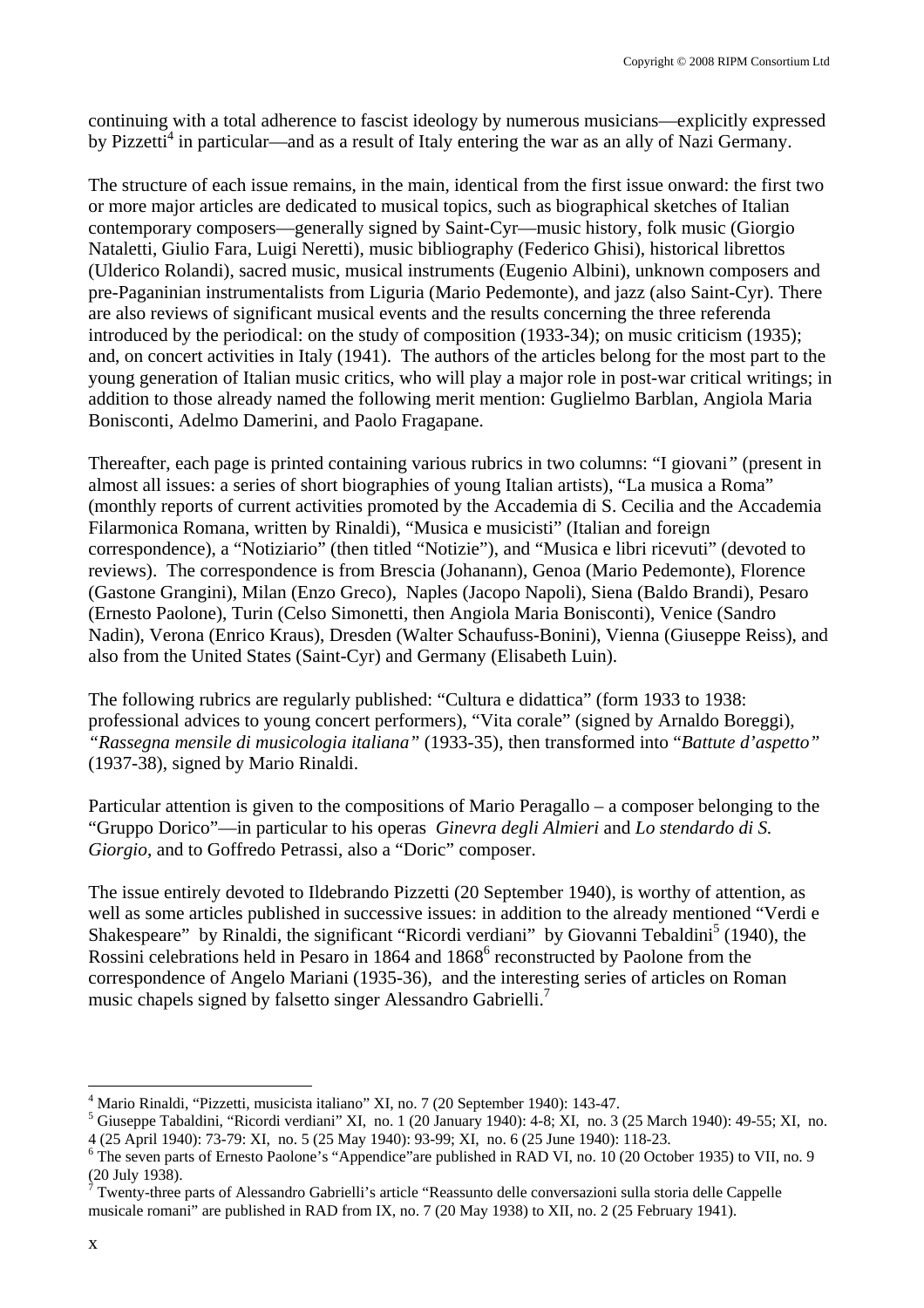continuing with a total adherence to fascist ideology by numerous musicians—explicitly expressed by Pizzetti[4] in particular—and as a result of Italy entering the war as an ally of Nazi Germany.

The structure of each issue remains, in the main, identical from the first issue onward: the first two or more major articles are dedicated to musical topics, such as biographical sketches of Italian contemporary composers—generally signed by Saint-Cyr—music history, folk music (Giorgio Nataletti, Giulio Fara, Luigi Neretti), music bibliography (Federico Ghisi), historical librettos (Ulderico Rolandi), sacred music, musical instruments (Eugenio Albini), unknown composers and pre-Paganinian instrumentalists from Liguria (Mario Pedemonte), and jazz (also Saint-Cyr). There are also reviews of significant musical events and the results concerning the three referenda introduced by the periodical: on the study of composition (1933-34); on music criticism (1935); and, on concert activities in Italy (1941). The authors of the articles belong for the most part to the young generation of Italian music critics, who will play a major role in post-war critical writings; in addition to those already named the following merit mention: Guglielmo Barblan, Angiola Maria Bonisconti, Adelmo Damerini, and Paolo Fragapane.

Thereafter, each page is printed containing various rubrics in two columns: "I giovani" (present in almost all issues: a series of short biographies of young Italian artists), "La musica a Roma" (monthly reports of current activities promoted by the Accademia di S. Cecilia and the Accademia Filarmonica Romana, written by Rinaldi), "Musica e musicisti" (Italian and foreign correspondence), a "Notiziario" (then titled "Notizie"), and "Musica e libri ricevuti" (devoted to reviews). The correspondence is from Brescia (Johanann), Genoa (Mario Pedemonte), Florence (Gastone Grangini), Milan (Enzo Greco), Naples (Jacopo Napoli), Siena (Baldo Brandi), Pesaro (Ernesto Paolone), Turin (Celso Simonetti, then Angiola Maria Bonisconti), Venice (Sandro Nadin), Verona (Enrico Kraus), Dresden (Walter Schaufuss-Bonini), Vienna (Giuseppe Reiss), and also from the United States (Saint-Cyr) and Germany (Elisabeth Luin).

The following rubrics are regularly published: "Cultura e didattica" (form 1933 to 1938: professional advices to young concert performers), "Vita corale" (signed by Arnaldo Boreggi), *"Rassegna mensile di musicologia italiana"* (1933-35), then transformed into "*Battute d'aspetto"* (1937-38), signed by Mario Rinaldi.

Particular attention is given to the compositions of Mario Peragallo – a composer belonging to the "Gruppo Dorico"—in particular to his operas *Ginevra degli Almieri* and *Lo stendardo di S. Giorgio*, and to Goffredo Petrassi, also a "Doric" composer.

The issue entirely devoted to Ildebrando Pizzetti (20 September 1940), is worthy of attention, as well as some articles published in successive issues: in addition to the already mentioned "Verdi e Shakespeare" by Rinaldi, the significant "Ricordi verdiani" by Giovanni Tebaldini[5] (1940), the Rossini celebrations held in Pesaro in 1864 and 1868[6] reconstructed by Paolone from the correspondence of Angelo Mariani (1935-36), and the interesting series of articles on Roman music chapels signed by falsetto singer Alessandro Gabrielli.[7]

---

[4] Mario Rinaldi, "Pizzetti, musicista italiano" XI, no. 7 (20 September 1940): 143-47.

[5] Giuseppe Tabaldini, "Ricordi verdiani" XI, no. 1 (20 January 1940): 4-8; XI, no. 3 (25 March 1940): 49-55; XI, no. 4 (25 April 1940): 73-79: XI, no. 5 (25 May 1940): 93-99; XI, no. 6 (25 June 1940): 118-23.

[6] The seven parts of Ernesto Paolone's "Appendice"are published in RAD VI, no. 10 (20 October 1935) to VII, no. 9 (20 July 1938).

[7] Twenty-three parts of Alessandro Gabrielli's article "Reassunto delle conversazioni sulla storia delle Cappelle musicale romani" are published in RAD from IX, no. 7 (20 May 1938) to XII, no. 2 (25 February 1941).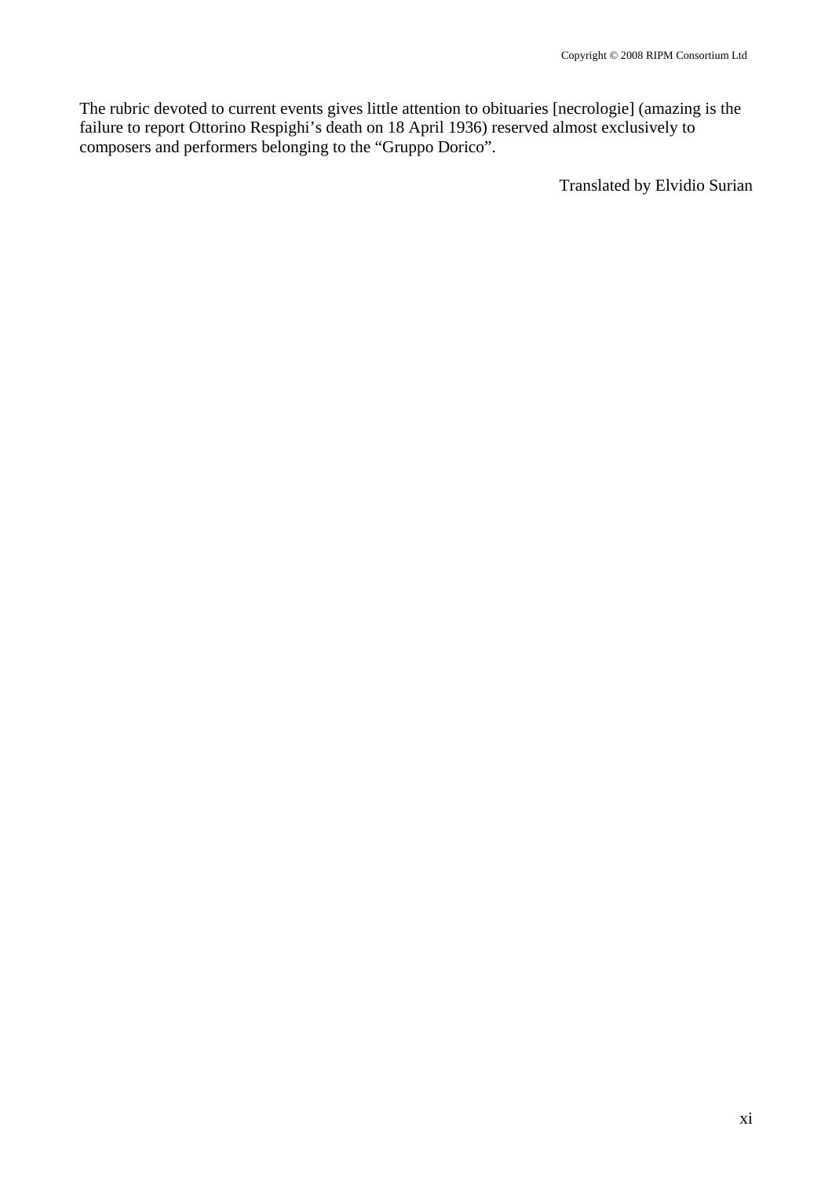The rubric devoted to current events gives little attention to obituaries [necrologie] (amazing is the failure to report Ottorino Respighi's death on 18 April 1936) reserved almost exclusively to composers and performers belonging to the "Gruppo Dorico".

Translated by Elvidio Surian